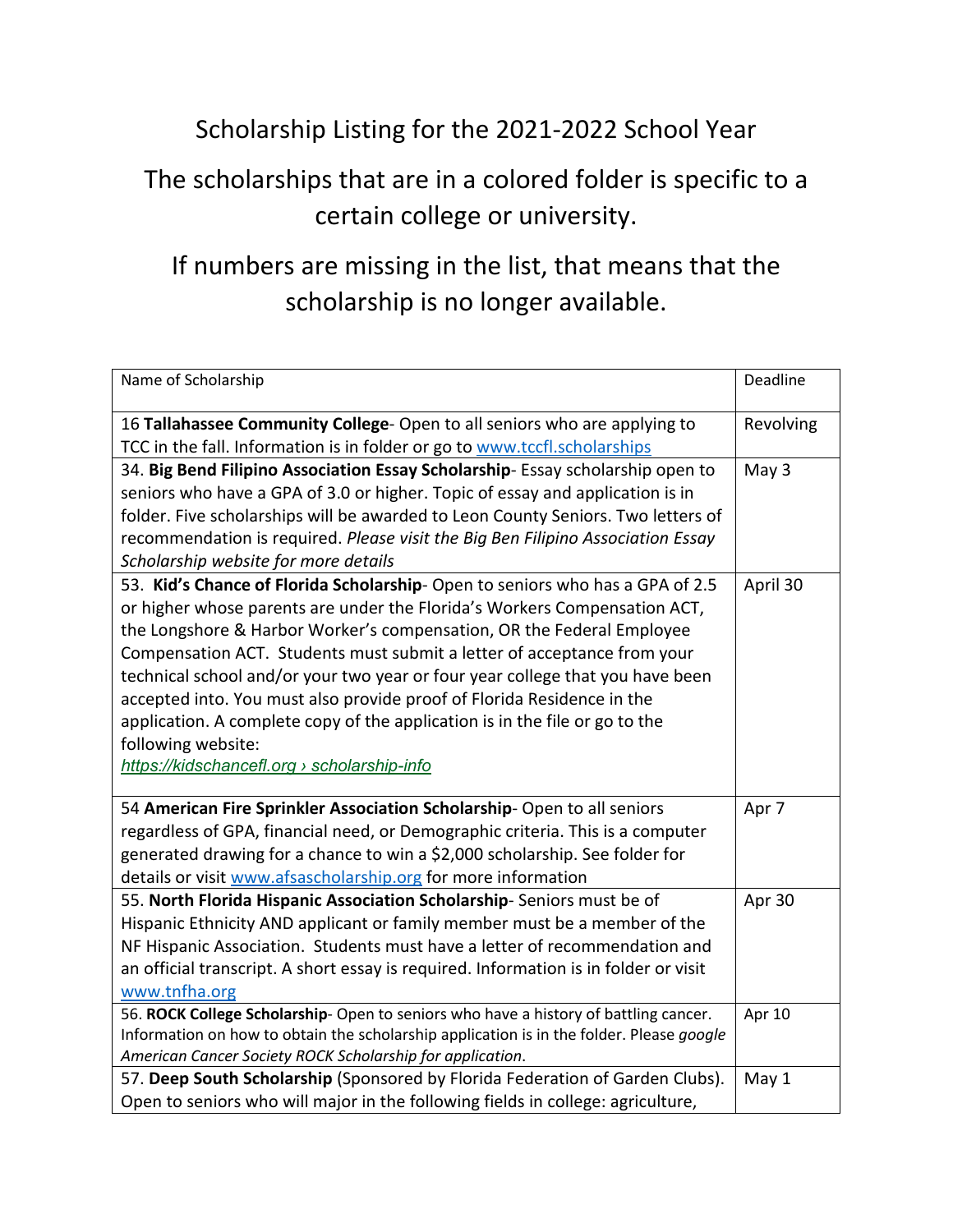# Scholarship Listing for the 2021-2022 School Year

## The scholarships that are in a colored folder is specific to a certain college or university.

## If numbers are missing in the list, that means that the scholarship is no longer available.

| Name of Scholarship | Deadline |
|---|---|
| 16 **Tallahassee Community College**- Open to all seniors who are applying to TCC in the fall. Information is in folder or go to [www.tccfl.scholarships](www.tccfl.scholarships) | Revolving |
| 34. **Big Bend Filipino Association Essay Scholarship**- Essay scholarship open to seniors who have a GPA of 3.0 or higher. Topic of essay and application is in folder. Five scholarships will be awarded to Leon County Seniors. Two letters of recommendation is required. *Please visit the Big Ben Filipino Association Essay Scholarship website for more details* | May 3 |
| 53. **Kid's Chance of Florida Scholarship**- Open to seniors who has a GPA of 2.5 or higher whose parents are under the Florida's Workers Compensation ACT, the Longshore & Harbor Worker's compensation, OR the Federal Employee Compensation ACT. Students must submit a letter of acceptance from your technical school and/or your two year or four year college that you have been accepted into. You must also provide proof of Florida Residence in the application. A complete copy of the application is in the file or go to the following website: *https://kidschancefl.org › scholarship-info* | April 30 |
| 54 **American Fire Sprinkler Association Scholarship**- Open to all seniors regardless of GPA, financial need, or Demographic criteria. This is a computer generated drawing for a chance to win a $2,000 scholarship. See folder for details or visit [www.afsascholarship.org](www.afsascholarship.org) for more information | Apr 7 |
| 55. **North Florida Hispanic Association Scholarship**- Seniors must be of Hispanic Ethnicity AND applicant or family member must be a member of the NF Hispanic Association. Students must have a letter of recommendation and an official transcript. A short essay is required. Information is in folder or visit [www.tnfha.org](www.tnfha.org) | Apr 30 |
| 56. **ROCK College Scholarship**- Open to seniors who have a history of battling cancer. Information on how to obtain the scholarship application is in the folder. Please *google American Cancer Society ROCK Scholarship for application*. | Apr 10 |
| 57. **Deep South Scholarship** (Sponsored by Florida Federation of Garden Clubs). Open to seniors who will major in the following fields in college: agriculture, | May 1 |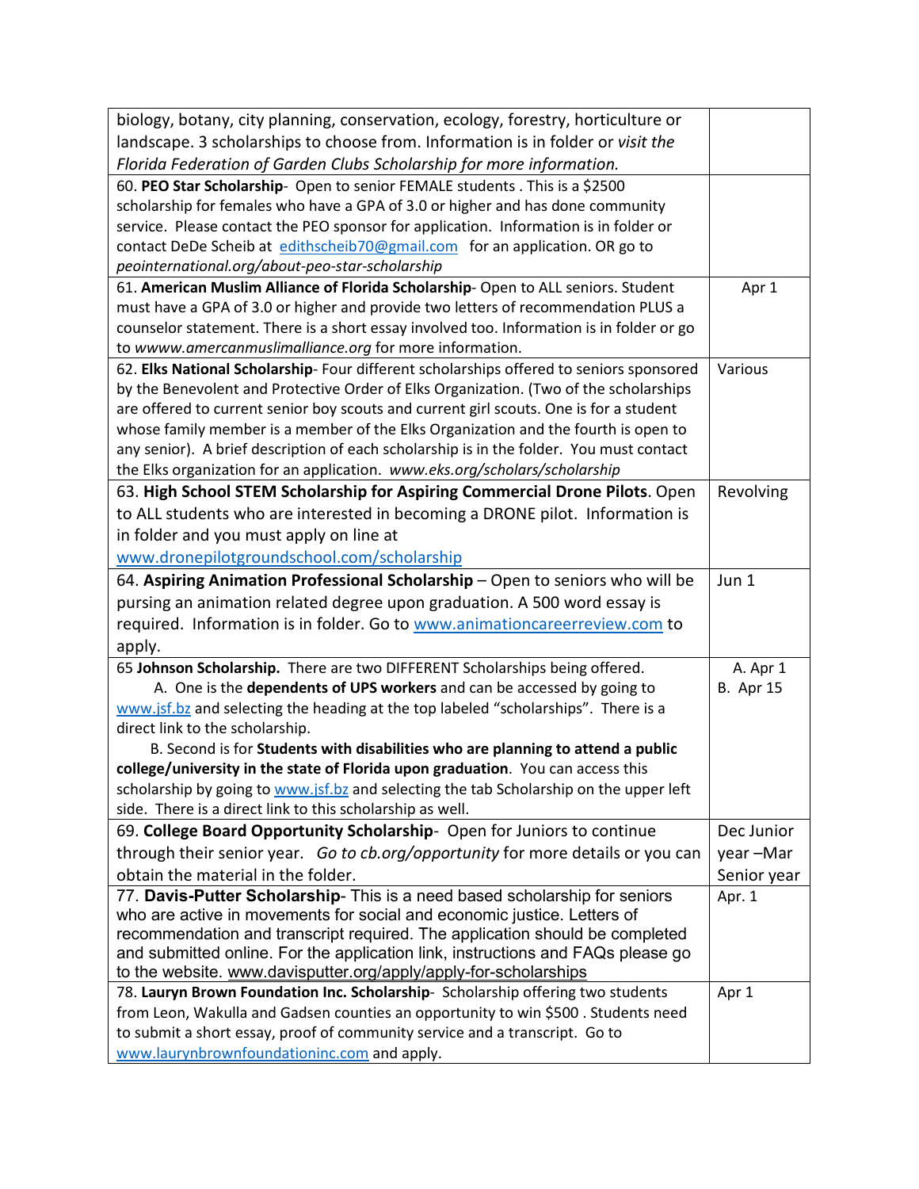| | |
|---|---|
| biology, botany, city planning, conservation, ecology, forestry, horticulture or landscape. 3 scholarships to choose from. Information is in folder or *visit the Florida Federation of Garden Clubs Scholarship for more information.* | |
| 60. **PEO Star Scholarship**- Open to senior FEMALE students . This is a $2500 scholarship for females who have a GPA of 3.0 or higher and has done community service. Please contact the PEO sponsor for application. Information is in folder or contact DeDe Scheib at edithscheib70@gmail.com for an application. OR go to *peointernational.org/about-peo-star-scholarship* | |
| 61. **American Muslim Alliance of Florida Scholarship**- Open to ALL seniors. Student must have a GPA of 3.0 or higher and provide two letters of recommendation PLUS a counselor statement. There is a short essay involved too. Information is in folder or go to *wwww.amercanmuslimalliance.org* for more information. | Apr 1 |
| 62. **Elks National Scholarship**- Four different scholarships offered to seniors sponsored by the Benevolent and Protective Order of Elks Organization. (Two of the scholarships are offered to current senior boy scouts and current girl scouts. One is for a student whose family member is a member of the Elks Organization and the fourth is open to any senior). A brief description of each scholarship is in the folder. You must contact the Elks organization for an application. *www.eks.org/scholars/scholarship* | Various |
| 63. **High School STEM Scholarship for Aspiring Commercial Drone Pilots**. Open to ALL students who are interested in becoming a DRONE pilot. Information is in folder and you must apply on line at www.dronepilotgroundschool.com/scholarship | Revolving |
| 64. **Aspiring Animation Professional Scholarship** – Open to seniors who will be pursing an animation related degree upon graduation. A 500 word essay is required. Information is in folder. Go to www.animationcareerreview.com to apply. | Jun 1 |
| 65 **Johnson Scholarship.** There are two DIFFERENT Scholarships being offered.<br>A. One is the **dependents of UPS workers** and can be accessed by going to www.jsf.bz and selecting the heading at the top labeled "scholarships". There is a direct link to the scholarship.<br>B. Second is for **Students with disabilities who are planning to attend a public college/university in the state of Florida upon graduation**. You can access this scholarship by going to www.jsf.bz and selecting the tab Scholarship on the upper left side. There is a direct link to this scholarship as well. | A. Apr 1<br>B. Apr 15 |
| 69. **College Board Opportunity Scholarship**- Open for Juniors to continue through their senior year. *Go to cb.org/opportunity* for more details or you can obtain the material in the folder. | Dec Junior year –Mar Senior year |
| 77. **Davis-Putter Scholarship**- This is a need based scholarship for seniors who are active in movements for social and economic justice. Letters of recommendation and transcript required. The application should be completed and submitted online. For the application link, instructions and FAQs please go to the website. www.davisputter.org/apply/apply-for-scholarships | Apr. 1 |
| 78. **Lauryn Brown Foundation Inc. Scholarship**- Scholarship offering two students from Leon, Wakulla and Gadsen counties an opportunity to win $500 . Students need to submit a short essay, proof of community service and a transcript. Go to www.laurynbrownfoundationinc.com and apply. | Apr 1 |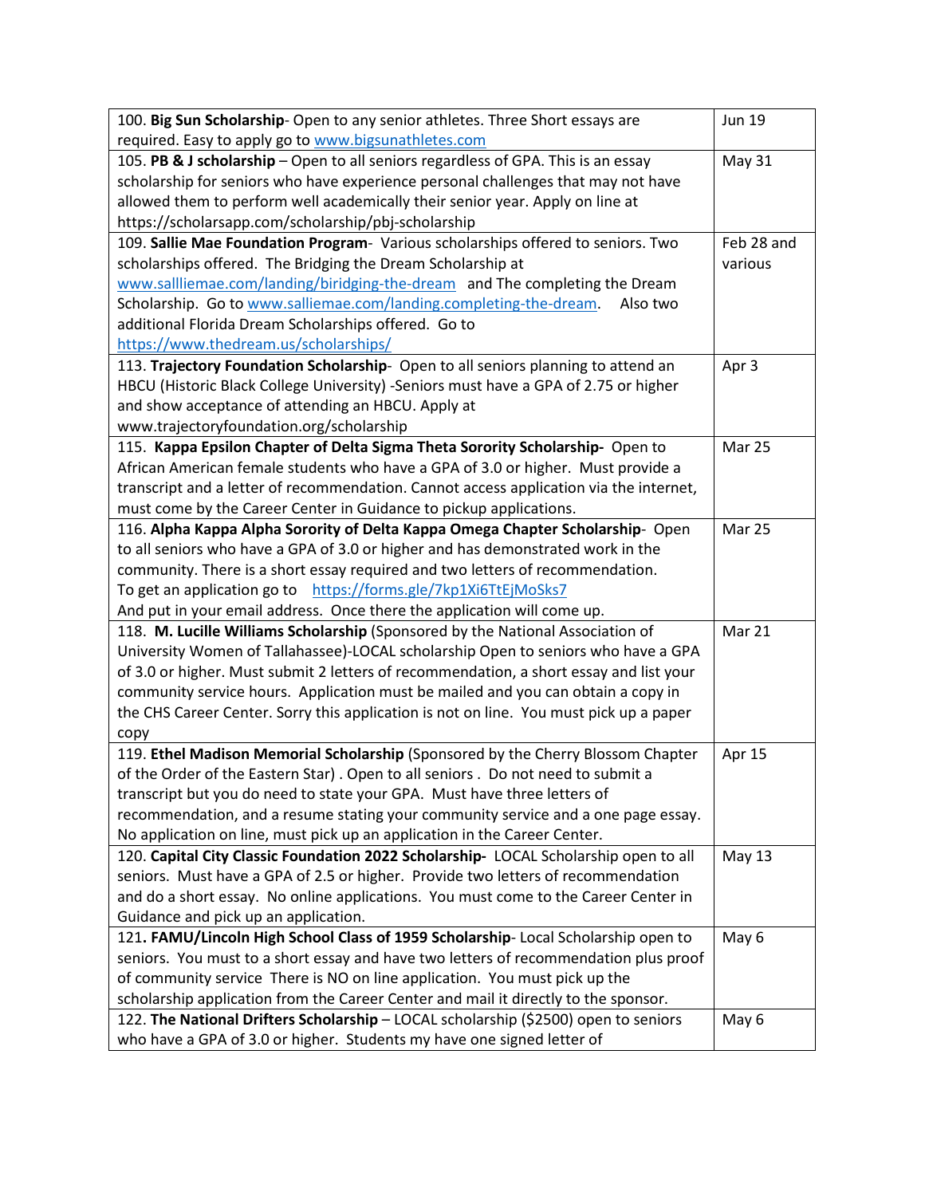| | |
|---|---|
| 100. **Big Sun Scholarship**- Open to any senior athletes. Three Short essays are required. Easy to apply go to www.bigsunathletes.com | Jun 19 |
| 105. **PB & J scholarship** – Open to all seniors regardless of GPA. This is an essay scholarship for seniors who have experience personal challenges that may not have allowed them to perform well academically their senior year. Apply on line at https://scholarsapp.com/scholarship/pbj-scholarship | May 31 |
| 109. **Sallie Mae Foundation Program**- Various scholarships offered to seniors. Two scholarships offered. The Bridging the Dream Scholarship at www.sallliemae.com/landing/biridging-the-dream and The completing the Dream Scholarship. Go to www.salliemae.com/landing.completing-the-dream. Also two additional Florida Dream Scholarships offered. Go to https://www.thedream.us/scholarships/ | Feb 28 and various |
| 113. **Trajectory Foundation Scholarship**- Open to all seniors planning to attend an HBCU (Historic Black College University) -Seniors must have a GPA of 2.75 or higher and show acceptance of attending an HBCU. Apply at www.trajectoryfoundation.org/scholarship | Apr 3 |
| 115. **Kappa Epsilon Chapter of Delta Sigma Theta Sorority Scholarship-** Open to African American female students who have a GPA of 3.0 or higher. Must provide a transcript and a letter of recommendation. Cannot access application via the internet, must come by the Career Center in Guidance to pickup applications. | Mar 25 |
| 116. **Alpha Kappa Alpha Sorority of Delta Kappa Omega Chapter Scholarship**- Open to all seniors who have a GPA of 3.0 or higher and has demonstrated work in the community. There is a short essay required and two letters of recommendation. To get an application go to https://forms.gle/7kp1Xi6TtEjMoSks7 And put in your email address. Once there the application will come up. | Mar 25 |
| 118. **M. Lucille Williams Scholarship** (Sponsored by the National Association of University Women of Tallahassee)-LOCAL scholarship Open to seniors who have a GPA of 3.0 or higher. Must submit 2 letters of recommendation, a short essay and list your community service hours. Application must be mailed and you can obtain a copy in the CHS Career Center. Sorry this application is not on line. You must pick up a paper copy | Mar 21 |
| 119. **Ethel Madison Memorial Scholarship** (Sponsored by the Cherry Blossom Chapter of the Order of the Eastern Star) . Open to all seniors . Do not need to submit a transcript but you do need to state your GPA. Must have three letters of recommendation, and a resume stating your community service and a one page essay. No application on line, must pick up an application in the Career Center. | Apr 15 |
| 120. **Capital City Classic Foundation 2022 Scholarship-** LOCAL Scholarship open to all seniors. Must have a GPA of 2.5 or higher. Provide two letters of recommendation and do a short essay. No online applications. You must come to the Career Center in Guidance and pick up an application. | May 13 |
| 121**. FAMU/Lincoln High School Class of 1959 Scholarship**- Local Scholarship open to seniors. You must to a short essay and have two letters of recommendation plus proof of community service There is NO on line application. You must pick up the scholarship application from the Career Center and mail it directly to the sponsor. | May 6 |
| 122. **The National Drifters Scholarship** – LOCAL scholarship ($2500) open to seniors who have a GPA of 3.0 or higher. Students my have one signed letter of | May 6 |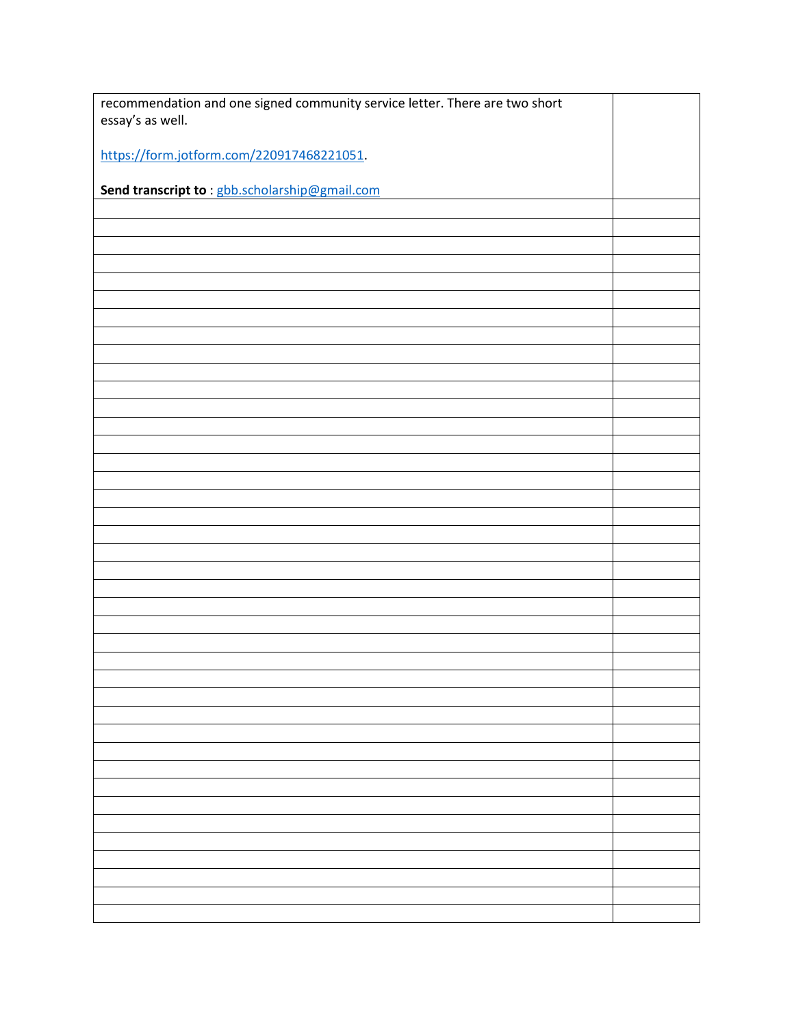| recommendation and one signed community service letter. There are two short essay's as well.<br><br>https://form.jotform.com/220917468221051.<br><br>**Send transcript to** : gbb.scholarship@gmail.com | |
|---|---|
| | |
| | |
| | |
| | |
| | |
| | |
| | |
| | |
| | |
| | |
| | |
| | |
| | |
| | |
| | |
| | |
| | |
| | |
| | |
| | |
| | |
| | |
| | |
| | |
| | |
| | |
| | |
| | |
| | |
| | |
| | |
| | |
| | |
| | |
| | |
| | |
| | |
| | |
| | |
| | |